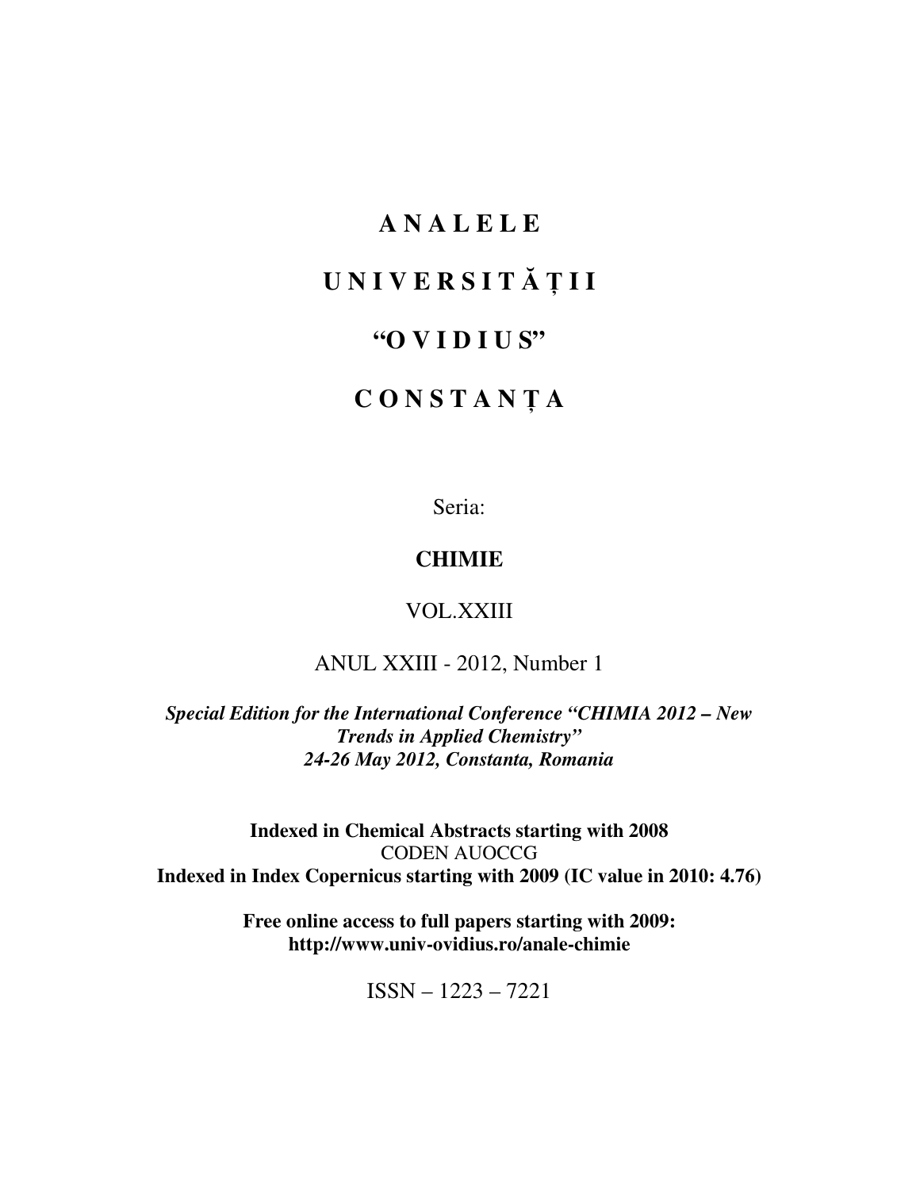# A N A L E L E

# U N I V E R S I T Ă Ț I I

# "O V I D I U S"

# C O N S T A N Ț A

Seria:

**CHIMIE**

VOL.XXIII

ANUL XXIII - 2012, Number 1

***Special Edition for the International Conference "CHIMIA 2012 – New Trends in Applied Chemistry"***
***24-26 May 2012, Constanta, Romania***

**Indexed in Chemical Abstracts starting with 2008**
CODEN AUOCCG
**Indexed in Index Copernicus starting with 2009 (IC value in 2010: 4.76)**

**Free online access to full papers starting with 2009:**
**http://www.univ-ovidius.ro/anale-chimie**

ISSN – 1223 – 7221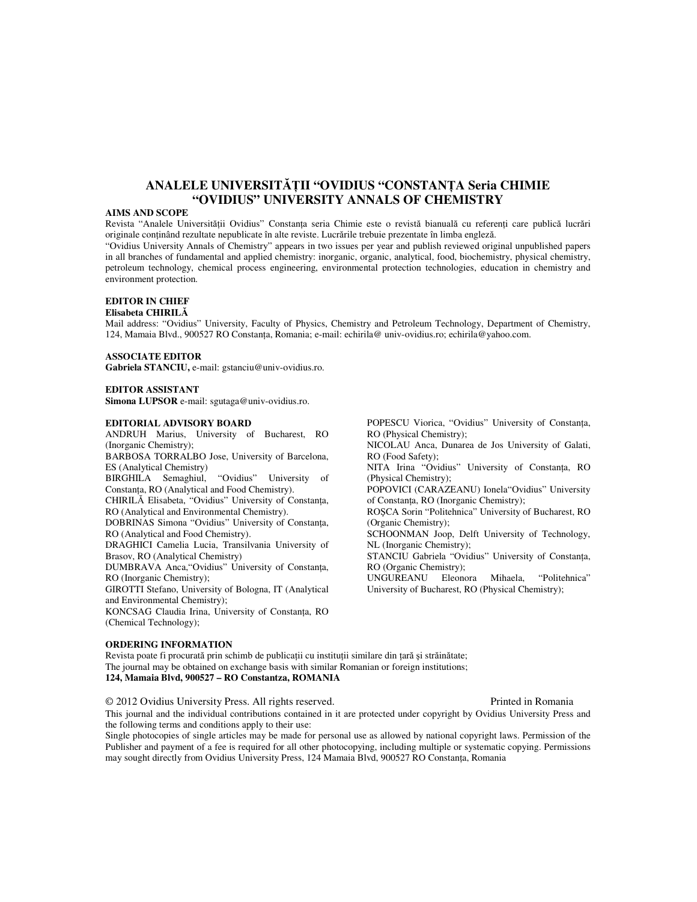# ANALELE UNIVERSITĂȚII "OVIDIUS "CONSTANȚA Seria CHIMIE
# "OVIDIUS" UNIVERSITY ANNALS OF CHEMISTRY

## AIMS AND SCOPE

Revista "Analele Universității Ovidius" Constanța seria Chimie este o revistă bianuală cu referenți care publică lucrări originale conținând rezultate nepublicate în alte reviste. Lucrările trebuie prezentate în limba engleză.

"Ovidius University Annals of Chemistry" appears in two issues per year and publish reviewed original unpublished papers in all branches of fundamental and applied chemistry: inorganic, organic, analytical, food, biochemistry, physical chemistry, petroleum technology, chemical process engineering, environmental protection technologies, education in chemistry and environment protection.

## EDITOR IN CHIEF

**Elisabeta CHIRILĂ**

Mail address: "Ovidius" University, Faculty of Physics, Chemistry and Petroleum Technology, Department of Chemistry, 124, Mamaia Blvd., 900527 RO Constanța, Romania; e-mail: echirila@ univ-ovidius.ro; echirila@yahoo.com.

## ASSOCIATE EDITOR

**Gabriela STANCIU,** e-mail: gstanciu@univ-ovidius.ro.

## EDITOR ASSISTANT

**Simona LUPSOR** e-mail: sgutaga@univ-ovidius.ro.

## EDITORIAL ADVISORY BOARD

ANDRUH Marius, University of Bucharest, RO (Inorganic Chemistry);
BARBOSA TORRALBO Jose, University of Barcelona, ES (Analytical Chemistry)
BIRGHILA Semaghiul, "Ovidius" University of Constanța, RO (Analytical and Food Chemistry).
CHIRILĂ Elisabeta, "Ovidius" University of Constanța, RO (Analytical and Environmental Chemistry).
DOBRINAS Simona "Ovidius" University of Constanța, RO (Analytical and Food Chemistry).
DRAGHICI Camelia Lucia, Transilvania University of Brasov, RO (Analytical Chemistry)
DUMBRAVA Anca,"Ovidius" University of Constanța, RO (Inorganic Chemistry);
GIROTTI Stefano, University of Bologna, IT (Analytical and Environmental Chemistry);
KONCSAG Claudia Irina, University of Constanța, RO (Chemical Technology);
POPESCU Viorica, "Ovidius" University of Constanța, RO (Physical Chemistry);
NICOLAU Anca, Dunarea de Jos University of Galati, RO (Food Safety);
NITA Irina "Ovidius" University of Constanța, RO (Physical Chemistry);
POPOVICI (CARAZEANU) Ionela"Ovidius" University of Constanța, RO (Inorganic Chemistry);
ROȘCA Sorin "Politehnica" University of Bucharest, RO (Organic Chemistry);
SCHOONMAN Joop, Delft University of Technology, NL (Inorganic Chemistry);
STANCIU Gabriela "Ovidius" University of Constanța, RO (Organic Chemistry);
UNGUREANU Eleonora Mihaela, "Politehnica" University of Bucharest, RO (Physical Chemistry);

## ORDERING INFORMATION

Revista poate fi procurată prin schimb de publicații cu instituții similare din țară şi străinătate;
The journal may be obtained on exchange basis with similar Romanian or foreign institutions;
**124, Mamaia Blvd, 900527 – RO Constantza, ROMANIA**

© 2012 Ovidius University Press. All rights reserved. Printed in Romania

This journal and the individual contributions contained in it are protected under copyright by Ovidius University Press and the following terms and conditions apply to their use:

Single photocopies of single articles may be made for personal use as allowed by national copyright laws. Permission of the Publisher and payment of a fee is required for all other photocopying, including multiple or systematic copying. Permissions may sought directly from Ovidius University Press, 124 Mamaia Blvd, 900527 RO Constanța, Romania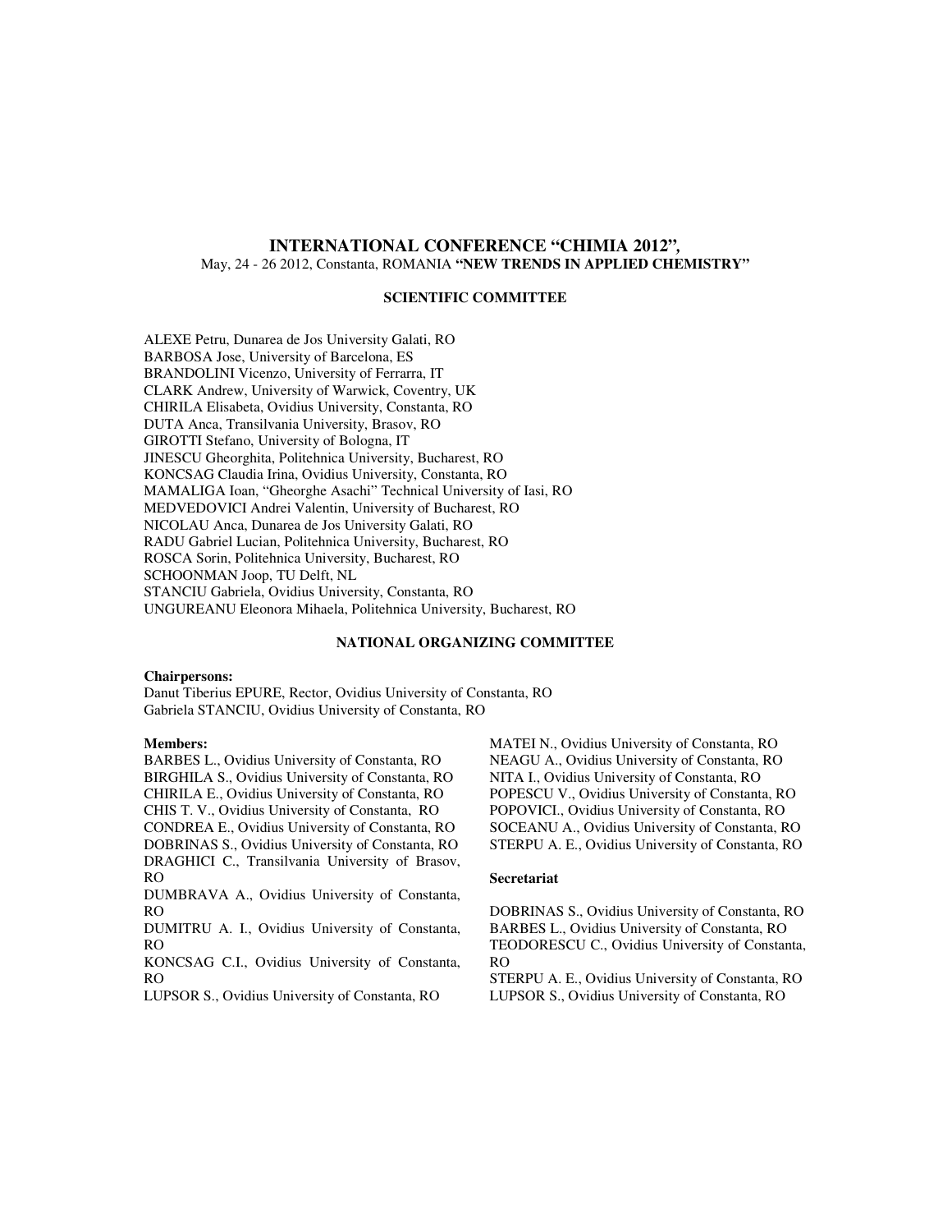# INTERNATIONAL CONFERENCE "CHIMIA 2012",

May, 24 - 26 2012, Constanta, ROMANIA **"NEW TRENDS IN APPLIED CHEMISTRY"**

## SCIENTIFIC COMMITTEE

ALEXE Petru, Dunarea de Jos University Galati, RO
BARBOSA Jose, University of Barcelona, ES
BRANDOLINI Vicenzo, University of Ferrarra, IT
CLARK Andrew, University of Warwick, Coventry, UK
CHIRILA Elisabeta, Ovidius University, Constanta, RO
DUTA Anca, Transilvania University, Brasov, RO
GIROTTI Stefano, University of Bologna, IT
JINESCU Gheorghita, Politehnica University, Bucharest, RO
KONCSAG Claudia Irina, Ovidius University, Constanta, RO
MAMALIGA Ioan, "Gheorghe Asachi" Technical University of Iasi, RO
MEDVEDOVICI Andrei Valentin, University of Bucharest, RO
NICOLAU Anca, Dunarea de Jos University Galati, RO
RADU Gabriel Lucian, Politehnica University, Bucharest, RO
ROSCA Sorin, Politehnica University, Bucharest, RO
SCHOONMAN Joop, TU Delft, NL
STANCIU Gabriela, Ovidius University, Constanta, RO
UNGUREANU Eleonora Mihaela, Politehnica University, Bucharest, RO

## NATIONAL ORGANIZING COMMITTEE

**Chairpersons:**
Danut Tiberius EPURE, Rector, Ovidius University of Constanta, RO
Gabriela STANCIU, Ovidius University of Constanta, RO

**Members:**
BARBES L., Ovidius University of Constanta, RO
BIRGHILA S., Ovidius University of Constanta, RO
CHIRILA E., Ovidius University of Constanta, RO
CHIS T. V., Ovidius University of Constanta, RO
CONDREA E., Ovidius University of Constanta, RO
DOBRINAS S., Ovidius University of Constanta, RO
DRAGHICI C., Transilvania University of Brasov, RO
DUMBRAVA A., Ovidius University of Constanta, RO
DUMITRU A. I., Ovidius University of Constanta, RO
KONCSAG C.I., Ovidius University of Constanta, RO
LUPSOR S., Ovidius University of Constanta, RO
MATEI N., Ovidius University of Constanta, RO
NEAGU A., Ovidius University of Constanta, RO
NITA I., Ovidius University of Constanta, RO
POPESCU V., Ovidius University of Constanta, RO
POPOVICI., Ovidius University of Constanta, RO
SOCEANU A., Ovidius University of Constanta, RO
STERPU A. E., Ovidius University of Constanta, RO

**Secretariat**

DOBRINAS S., Ovidius University of Constanta, RO
BARBES L., Ovidius University of Constanta, RO
TEODORESCU C., Ovidius University of Constanta, RO
STERPU A. E., Ovidius University of Constanta, RO
LUPSOR S., Ovidius University of Constanta, RO